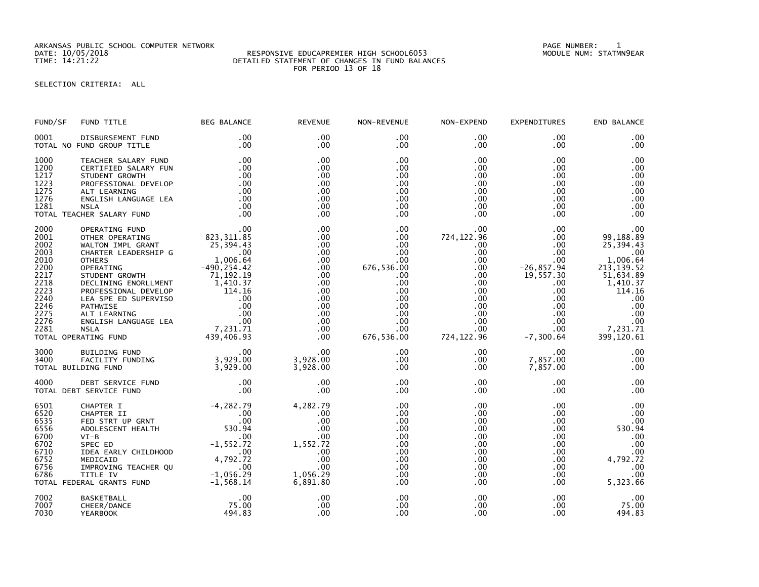ARKANSAS PUBLIC SCHOOL COMPUTER NETWORK
DATE: 10/05/2018
TIME: 14:21:22

RESPONSIVE EDUCAPREMIER HIGH SCHOOL6053
DETAILED STATEMENT OF CHANGES IN FUND BALANCES
FOR PERIOD 13 OF 18

PAGE NUMBER: 1
MODULE NUM: STATMN9EAR

SELECTION CRITERIA: ALL

| FUND/SF | FUND TITLE | BEG BALANCE | REVENUE | NON-REVENUE | NON-EXPEND | EXPENDITURES | END BALANCE |
|---|---|---|---|---|---|---|---|
| 0001 | DISBURSEMENT FUND | .00 | .00 | .00 | .00 | .00 | .00 |
| TOTAL NO FUND GROUP TITLE | | .00 | .00 | .00 | .00 | .00 | .00 |
| 1000 | TEACHER SALARY FUND | .00 | .00 | .00 | .00 | .00 | .00 |
| 1200 | CERTIFIED SALARY FUN | .00 | .00 | .00 | .00 | .00 | .00 |
| 1217 | STUDENT GROWTH | .00 | .00 | .00 | .00 | .00 | .00 |
| 1223 | PROFESSIONAL DEVELOP | .00 | .00 | .00 | .00 | .00 | .00 |
| 1275 | ALT LEARNING | .00 | .00 | .00 | .00 | .00 | .00 |
| 1276 | ENGLISH LANGUAGE LEA | .00 | .00 | .00 | .00 | .00 | .00 |
| 1281 | NSLA | .00 | .00 | .00 | .00 | .00 | .00 |
| TOTAL TEACHER SALARY FUND | | .00 | .00 | .00 | .00 | .00 | .00 |
| 2000 | OPERATING FUND | .00 | .00 | .00 | .00 | .00 | .00 |
| 2001 | OTHER OPERATING | 823,311.85 | .00 | .00 | 724,122.96 | .00 | 99,188.89 |
| 2002 | WALTON IMPL GRANT | 25,394.43 | .00 | .00 | .00 | .00 | 25,394.43 |
| 2003 | CHARTER LEADERSHIP G | .00 | .00 | .00 | .00 | .00 | .00 |
| 2010 | OTHERS | 1,006.64 | .00 | .00 | .00 | .00 | 1,006.64 |
| 2200 | OPERATING | -490,254.42 | .00 | 676,536.00 | .00 | -26,857.94 | 213,139.52 |
| 2217 | STUDENT GROWTH | 71,192.19 | .00 | .00 | .00 | 19,557.30 | 51,634.89 |
| 2218 | DECLINING ENORLLMENT | 1,410.37 | .00 | .00 | .00 | .00 | 1,410.37 |
| 2223 | PROFESSIONAL DEVELOP | 114.16 | .00 | .00 | .00 | .00 | 114.16 |
| 2240 | LEA SPE ED SUPERVISO | .00 | .00 | .00 | .00 | .00 | .00 |
| 2246 | PATHWISE | .00 | .00 | .00 | .00 | .00 | .00 |
| 2275 | ALT LEARNING | .00 | .00 | .00 | .00 | .00 | .00 |
| 2276 | ENGLISH LANGUAGE LEA | .00 | .00 | .00 | .00 | .00 | .00 |
| 2281 | NSLA | 7,231.71 | .00 | .00 | .00 | .00 | 7,231.71 |
| TOTAL OPERATING FUND | | 439,406.93 | .00 | 676,536.00 | 724,122.96 | -7,300.64 | 399,120.61 |
| 3000 | BUILDING FUND | .00 | .00 | .00 | .00 | .00 | .00 |
| 3400 | FACILITY FUNDING | 3,929.00 | 3,928.00 | .00 | .00 | 7,857.00 | .00 |
| TOTAL BUILDING FUND | | 3,929.00 | 3,928.00 | .00 | .00 | 7,857.00 | .00 |
| 4000 | DEBT SERVICE FUND | .00 | .00 | .00 | .00 | .00 | .00 |
| TOTAL DEBT SERVICE FUND | | .00 | .00 | .00 | .00 | .00 | .00 |
| 6501 | CHAPTER I | -4,282.79 | 4,282.79 | .00 | .00 | .00 | .00 |
| 6520 | CHAPTER II | .00 | .00 | .00 | .00 | .00 | .00 |
| 6535 | FED STRT UP GRNT | .00 | .00 | .00 | .00 | .00 | .00 |
| 6556 | ADOLESCENT HEALTH | 530.94 | .00 | .00 | .00 | .00 | 530.94 |
| 6700 | VI-B | .00 | .00 | .00 | .00 | .00 | .00 |
| 6702 | SPEC ED | -1,552.72 | 1,552.72 | .00 | .00 | .00 | .00 |
| 6710 | IDEA EARLY CHILDHOOD | .00 | .00 | .00 | .00 | .00 | .00 |
| 6752 | MEDICAID | 4,792.72 | .00 | .00 | .00 | .00 | 4,792.72 |
| 6756 | IMPROVING TEACHER QU | .00 | .00 | .00 | .00 | .00 | .00 |
| 6786 | TITLE IV | -1,056.29 | 1,056.29 | .00 | .00 | .00 | .00 |
| TOTAL FEDERAL GRANTS FUND | | -1,568.14 | 6,891.80 | .00 | .00 | .00 | 5,323.66 |
| 7002 | BASKETBALL | .00 | .00 | .00 | .00 | .00 | .00 |
| 7007 | CHEER/DANCE | 75.00 | .00 | .00 | .00 | .00 | 75.00 |
| 7030 | YEARBOOK | 494.83 | .00 | .00 | .00 | .00 | 494.83 |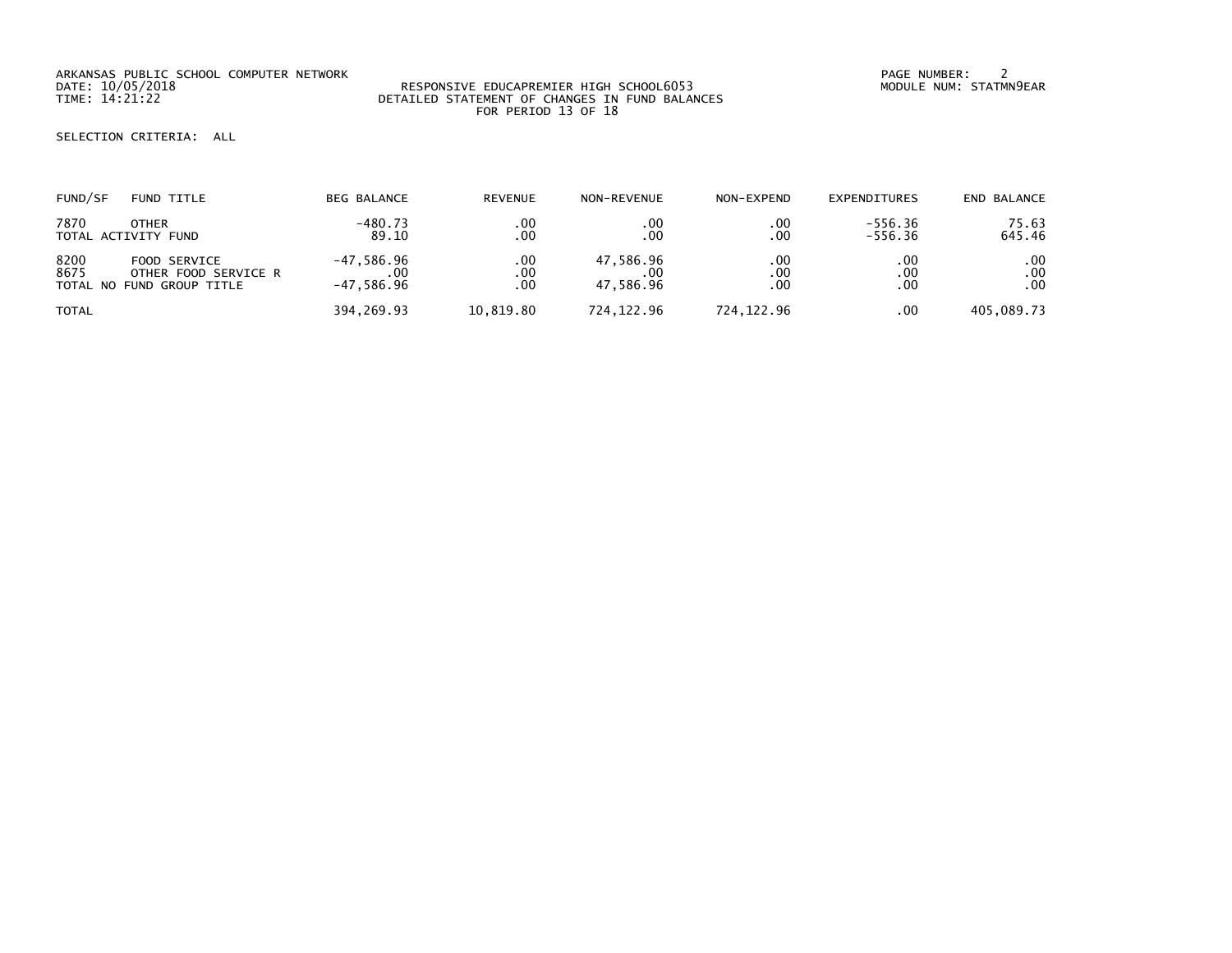ARKANSAS PUBLIC SCHOOL COMPUTER NETWORK
DATE: 10/05/2018
TIME: 14:21:22

RESPONSIVE EDUCAPREMIER HIGH SCHOOL6053
DETAILED STATEMENT OF CHANGES IN FUND BALANCES
FOR PERIOD 13 OF 18

MODULE NUM: STATMN9EAR

SELECTION CRITERIA: ALL

| FUND/SF | FUND TITLE | BEG BALANCE | REVENUE | NON-REVENUE | NON-EXPEND | EXPENDITURES | END BALANCE |
|---|---|---|---|---|---|---|---|
| 7870 | OTHER | -480.73 | .00 | .00 | .00 | -556.36 | 75.63 |
| TOTAL ACTIVITY FUND | | 89.10 | .00 | .00 | .00 | -556.36 | 645.46 |
| 8200 | FOOD SERVICE | -47,586.96 | .00 | 47,586.96 | .00 | .00 | .00 |
| 8675 | OTHER FOOD SERVICE R | .00 | .00 | .00 | .00 | .00 | .00 |
| TOTAL NO FUND GROUP TITLE | | -47,586.96 | .00 | 47,586.96 | .00 | .00 | .00 |
| TOTAL | | 394,269.93 | 10,819.80 | 724,122.96 | 724,122.96 | .00 | 405,089.73 |